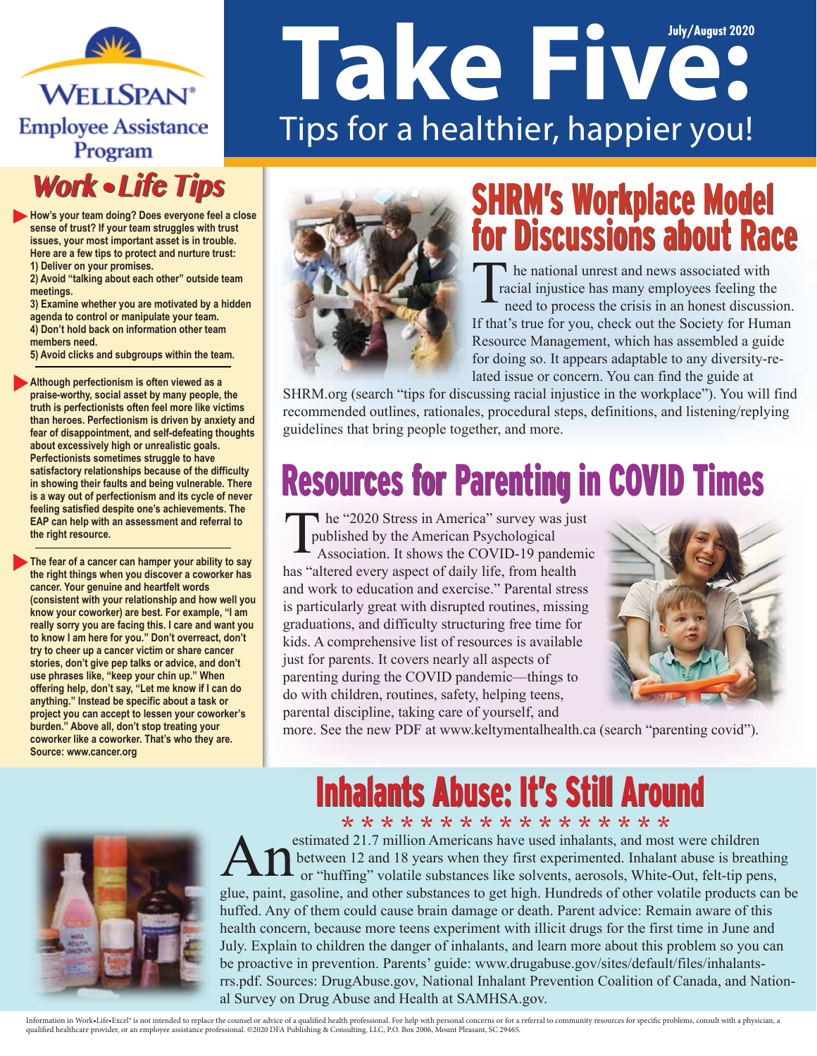WELLSPAN® Employee Assistance Program

# Take Five:

July/August 2020

Tips for a healthier, happier you!

## Work • Life Tips

- **How's your team doing? Does everyone feel a close sense of trust? If your team struggles with trust issues, your most important asset is in trouble. Here are a few tips to protect and nurture trust:**
  **1) Deliver on your promises.**
  **2) Avoid "talking about each other" outside team meetings.**
  **3) Examine whether you are motivated by a hidden agenda to control or manipulate your team.**
  **4) Don't hold back on information other team members need.**
  **5) Avoid clicks and subgroups within the team.**

- **Although perfectionism is often viewed as a praise-worthy, social asset by many people, the truth is perfectionists often feel more like victims than heroes. Perfectionism is driven by anxiety and fear of disappointment, and self-defeating thoughts about excessively high or unrealistic goals. Perfectionists sometimes struggle to have satisfactory relationships because of the difficulty in showing their faults and being vulnerable. There is a way out of perfectionism and its cycle of never feeling satisfied despite one's achievements. The EAP can help with an assessment and referral to the right resource.**

- **The fear of a cancer can hamper your ability to say the right things when you discover a coworker has cancer. Your genuine and heartfelt words (consistent with your relationship and how well you know your coworker) are best. For example, "I am really sorry you are facing this. I care and want you to know I am here for you." Don't overreact, don't try to cheer up a cancer victim or share cancer stories, don't give pep talks or advice, and don't use phrases like, "keep your chin up." When offering help, don't say, "Let me know if I can do anything." Instead be specific about a task or project you can accept to lessen your coworker's burden." Above all, don't stop treating your coworker like a coworker. That's who they are. Source: www.cancer.org**

## SHRM's Workplace Model for Discussions about Race

The national unrest and news associated with racial injustice has many employees feeling the need to process the crisis in an honest discussion. If that's true for you, check out the Society for Human Resource Management, which has assembled a guide for doing so. It appears adaptable to any diversity-related issue or concern. You can find the guide at SHRM.org (search "tips for discussing racial injustice in the workplace"). You will find recommended outlines, rationales, procedural steps, definitions, and listening/replying guidelines that bring people together, and more.

## Resources for Parenting in COVID Times

The "2020 Stress in America" survey was just published by the American Psychological Association. It shows the COVID-19 pandemic has "altered every aspect of daily life, from health and work to education and exercise." Parental stress is particularly great with disrupted routines, missing graduations, and difficulty structuring free time for kids. A comprehensive list of resources is available just for parents. It covers nearly all aspects of parenting during the COVID pandemic—things to do with children, routines, safety, helping teens, parental discipline, taking care of yourself, and more. See the new PDF at www.keltymentalhealth.ca (search "parenting covid").

## Inhalants Abuse: It's Still Around

* * * * * * * * * * * * * * * * * *

An estimated 21.7 million Americans have used inhalants, and most were children between 12 and 18 years when they first experimented. Inhalant abuse is breathing or "huffing" volatile substances like solvents, aerosols, White-Out, felt-tip pens, glue, paint, gasoline, and other substances to get high. Hundreds of other volatile products can be huffed. Any of them could cause brain damage or death. Parent advice: Remain aware of this health concern, because more teens experiment with illicit drugs for the first time in June and July. Explain to children the danger of inhalants, and learn more about this problem so you can be proactive in prevention. Parents' guide: www.drugabuse.gov/sites/default/files/inhalants-rrs.pdf. Sources: DrugAbuse.gov, National Inhalant Prevention Coalition of Canada, and National Survey on Drug Abuse and Health at SAMHSA.gov.

Information in Work•Life•Excel® is not intended to replace the counsel or advice of a qualified health professional. For help with personal concerns or for a referral to community resources for specific problems, consult with a physician, a qualified healthcare provider, or an employee assistance professional. ©2020 DFA Publishing & Consulting, LLC, P.O. Box 2006, Mount Pleasant, SC 29465.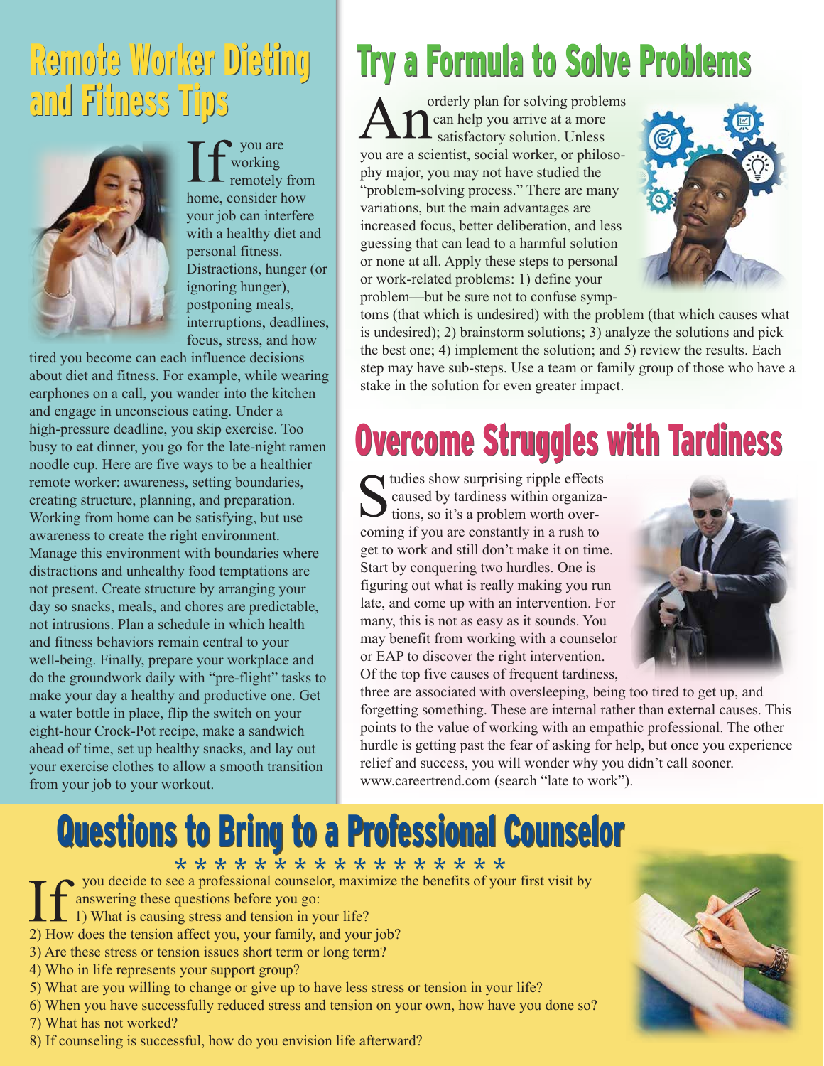## Remote Worker Dieting and Fitness Tips

If you are working remotely from home, consider how your job can interfere with a healthy diet and personal fitness. Distractions, hunger (or ignoring hunger), postponing meals, interruptions, deadlines, focus, stress, and how tired you become can each influence decisions about diet and fitness. For example, while wearing earphones on a call, you wander into the kitchen and engage in unconscious eating. Under a high-pressure deadline, you skip exercise. Too busy to eat dinner, you go for the late-night ramen noodle cup. Here are five ways to be a healthier remote worker: awareness, setting boundaries, creating structure, planning, and preparation. Working from home can be satisfying, but use awareness to create the right environment. Manage this environment with boundaries where distractions and unhealthy food temptations are not present. Create structure by arranging your day so snacks, meals, and chores are predictable, not intrusions. Plan a schedule in which health and fitness behaviors remain central to your well-being. Finally, prepare your workplace and do the groundwork daily with "pre-flight" tasks to make your day a healthy and productive one. Get a water bottle in place, flip the switch on your eight-hour Crock-Pot recipe, make a sandwich ahead of time, set up healthy snacks, and lay out your exercise clothes to allow a smooth transition from your job to your workout.

## Try a Formula to Solve Problems

An orderly plan for solving problems can help you arrive at a more satisfactory solution. Unless you are a scientist, social worker, or philosophy major, you may not have studied the "problem-solving process." There are many variations, but the main advantages are increased focus, better deliberation, and less guessing that can lead to a harmful solution or none at all. Apply these steps to personal or work-related problems: 1) define your problem—but be sure not to confuse symptoms (that which is undesired) with the problem (that which causes what is undesired); 2) brainstorm solutions; 3) analyze the solutions and pick the best one; 4) implement the solution; and 5) review the results. Each step may have sub-steps. Use a team or family group of those who have a stake in the solution for even greater impact.

## Overcome Struggles with Tardiness

Studies show surprising ripple effects caused by tardiness within organizations, so it's a problem worth overcoming if you are constantly in a rush to get to work and still don't make it on time. Start by conquering two hurdles. One is figuring out what is really making you run late, and come up with an intervention. For many, this is not as easy as it sounds. You may benefit from working with a counselor or EAP to discover the right intervention. Of the top five causes of frequent tardiness, three are associated with oversleeping, being too tired to get up, and forgetting something. These are internal rather than external causes. This points to the value of working with an empathic professional. The other hurdle is getting past the fear of asking for help, but once you experience relief and success, you will wonder why you didn't call sooner. www.careertrend.com (search "late to work").

## Questions to Bring to a Professional Counselor

If you decide to see a professional counselor, maximize the benefits of your first visit by answering these questions before you go:

1) What is causing stress and tension in your life?
2) How does the tension affect you, your family, and your job?
3) Are these stress or tension issues short term or long term?
4) Who in life represents your support group?
5) What are you willing to change or give up to have less stress or tension in your life?
6) When you have successfully reduced stress and tension on your own, how have you done so?
7) What has not worked?
8) If counseling is successful, how do you envision life afterward?